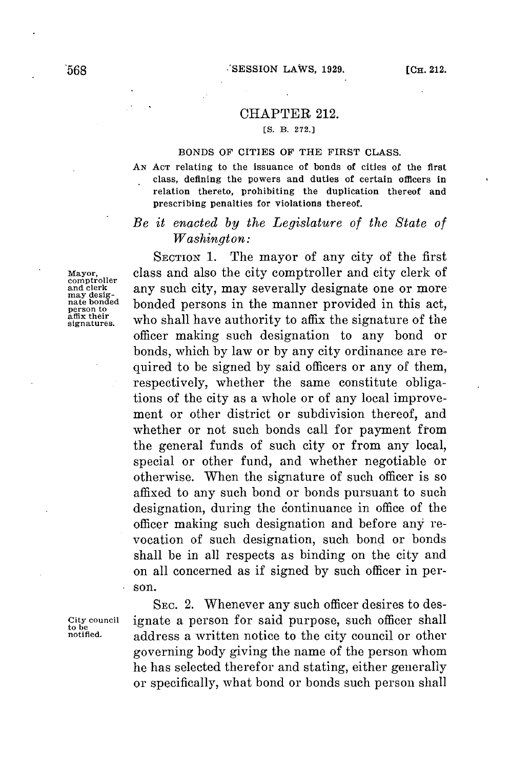# CHAPTER 212.

[S. B. 272.]

## BONDS OF CITIES OF THE FIRST CLASS.

AN ACT relating to the issuance of bonds of cities of the first class, defining the powers and duties of certain officers in relation thereto, prohibiting the duplication thereof and prescribing penalties for violations thereof.

*Be it enacted by the Legislature of the State of Washington:*

Mayor, comptroller and clerk may designate bonded person to affix their signatures.

SECTION 1. The mayor of any city of the first class and also the city comptroller and city clerk of any such city, may severally designate one or more bonded persons in the manner provided in this act, who shall have authority to affix the signature of the officer making such designation to any bond or bonds, which by law or by any city ordinance are required to be signed by said officers or any of them, respectively, whether the same constitute obligations of the city as a whole or of any local improvement or other district or subdivision thereof, and whether or not such bonds call for payment from the general funds of such city or from any local, special or other fund, and whether negotiable or otherwise. When the signature of such officer is so affixed to any such bond or bonds pursuant to such designation, during the continuance in office of the officer making such designation and before any revocation of such designation, such bond or bonds shall be in all respects as binding on the city and on all concerned as if signed by such officer in person.

City council to be notified.

SEC. 2. Whenever any such officer desires to designate a person for said purpose, such officer shall address a written notice to the city council or other governing body giving the name of the person whom he has selected therefor and stating, either generally or specifically, what bond or bonds such person shall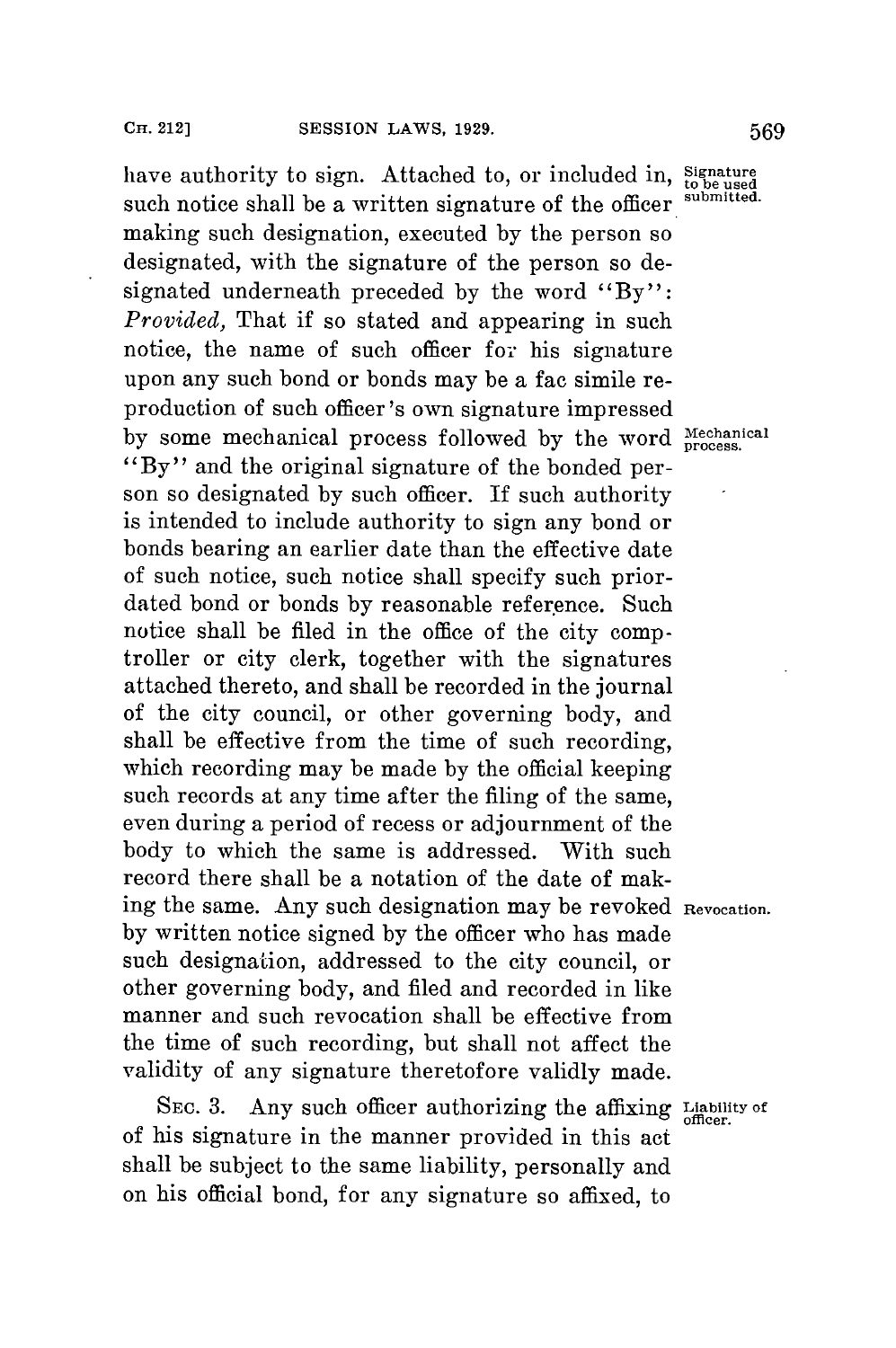have authority to sign. Attached to, or included in, such notice shall be a written signature of the officer making such designation, executed by the person so designated, with the signature of the person so designated underneath preceded by the word "By": *Provided,* That if so stated and appearing in such notice, the name of such officer for his signature upon any such bond or bonds may be a fac simile reproduction of such officer's own signature impressed by some mechanical process followed by the word "By" and the original signature of the bonded person so designated by such officer. If such authority is intended to include authority to sign any bond or bonds bearing an earlier date than the effective date of such notice, such notice shall specify such prior-dated bond or bonds by reasonable reference. Such notice shall be filed in the office of the city comptroller or city clerk, together with the signatures attached thereto, and shall be recorded in the journal of the city council, or other governing body, and shall be effective from the time of such recording, which recording may be made by the official keeping such records at any time after the filing of the same, even during a period of recess or adjournment of the body to which the same is addressed. With such record there shall be a notation of the date of making the same. Any such designation may be revoked by written notice signed by the officer who has made such designation, addressed to the city council, or other governing body, and filed and recorded in like manner and such revocation shall be effective from the time of such recording, but shall not affect the validity of any signature theretofore validly made.

Signature to be used submitted.

Mechanical process.

Revocation.

SEC. 3. Any such officer authorizing the affixing of his signature in the manner provided in this act shall be subject to the same liability, personally and on his official bond, for any signature so affixed, to

Liability of officer.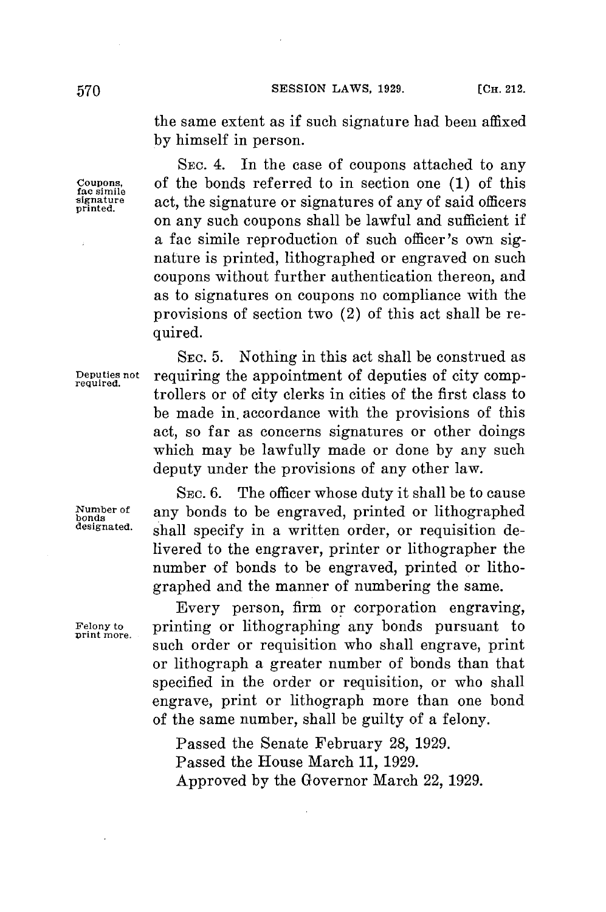the same extent as if such signature had been affixed by himself in person.

Coupons, fac simile signature printed.

SEC. 4. In the case of coupons attached to any of the bonds referred to in section one (1) of this act, the signature or signatures of any of said officers on any such coupons shall be lawful and sufficient if a fac simile reproduction of such officer's own signature is printed, lithographed or engraved on such coupons without further authentication thereon, and as to signatures on coupons no compliance with the provisions of section two (2) of this act shall be required.

Deputies not required.

SEC. 5. Nothing in this act shall be construed as requiring the appointment of deputies of city comptrollers or of city clerks in cities of the first class to be made in accordance with the provisions of this act, so far as concerns signatures or other doings which may be lawfully made or done by any such deputy under the provisions of any other law.

Number of bonds designated.

SEC. 6. The officer whose duty it shall be to cause any bonds to be engraved, printed or lithographed shall specify in a written order, or requisition delivered to the engraver, printer or lithographer the number of bonds to be engraved, printed or lithographed and the manner of numbering the same.

Felony to print more.

Every person, firm or corporation engraving, printing or lithographing any bonds pursuant to such order or requisition who shall engrave, print or lithograph a greater number of bonds than that specified in the order or requisition, or who shall engrave, print or lithograph more than one bond of the same number, shall be guilty of a felony.

Passed the Senate February 28, 1929.
Passed the House March 11, 1929.
Approved by the Governor March 22, 1929.